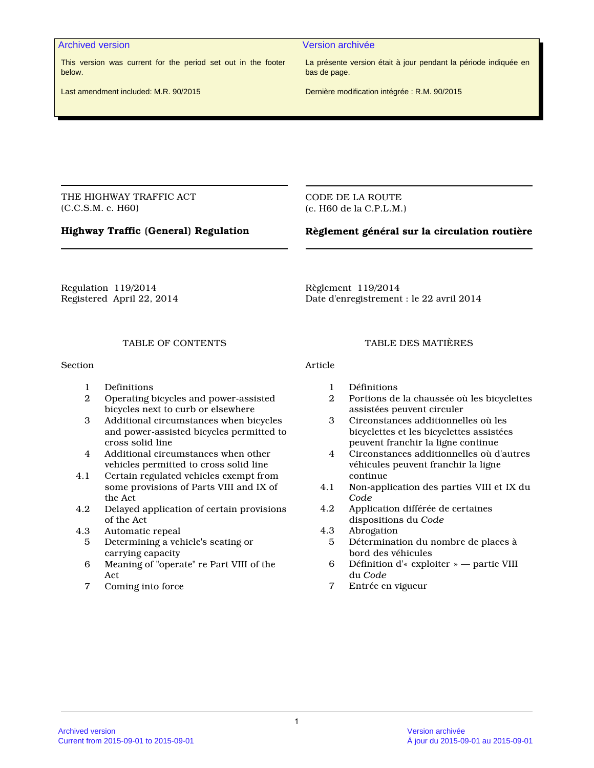**Archived version**

This version was current for the period set out in the footer below.

Last amendment included: M.R. 90/2015

**Version archivée**

La présente version était à jour pendant la période indiquée en bas de page.

Dernière modification intégrée : R.M. 90/2015

THE HIGHWAY TRAFFIC ACT
(C.C.S.M. c. H60)

# Highway Traffic (General) Regulation

Regulation 119/2014
Registered April 22, 2014

TABLE OF CONTENTS

| Section | |
|---|---|
| 1 | Definitions |
| 2 | Operating bicycles and power-assisted bicycles next to curb or elsewhere |
| 3 | Additional circumstances when bicycles and power-assisted bicycles permitted to cross solid line |
| 4 | Additional circumstances when other vehicles permitted to cross solid line |
| 4.1 | Certain regulated vehicles exempt from some provisions of Parts VIII and IX of the Act |
| 4.2 | Delayed application of certain provisions of the Act |
| 4.3 | Automatic repeal |
| 5 | Determining a vehicle's seating or carrying capacity |
| 6 | Meaning of "operate" re Part VIII of the Act |
| 7 | Coming into force |

CODE DE LA ROUTE
(c. H60 de la C.P.L.M.)

# Règlement général sur la circulation routière

Règlement 119/2014
Date d'enregistrement : le 22 avril 2014

TABLE DES MATIÈRES

| Article | |
|---|---|
| 1 | Définitions |
| 2 | Portions de la chaussée où les bicyclettes assistées peuvent circuler |
| 3 | Circonstances additionnelles où les bicyclettes et les bicyclettes assistées peuvent franchir la ligne continue |
| 4 | Circonstances additionnelles où d'autres véhicules peuvent franchir la ligne continue |
| 4.1 | Non-application des parties VIII et IX du *Code* |
| 4.2 | Application différée de certaines dispositions du *Code* |
| 4.3 | Abrogation |
| 5 | Détermination du nombre de places à bord des véhicules |
| 6 | Définition d'« exploiter » — partie VIII du *Code* |
| 7 | Entrée en vigueur |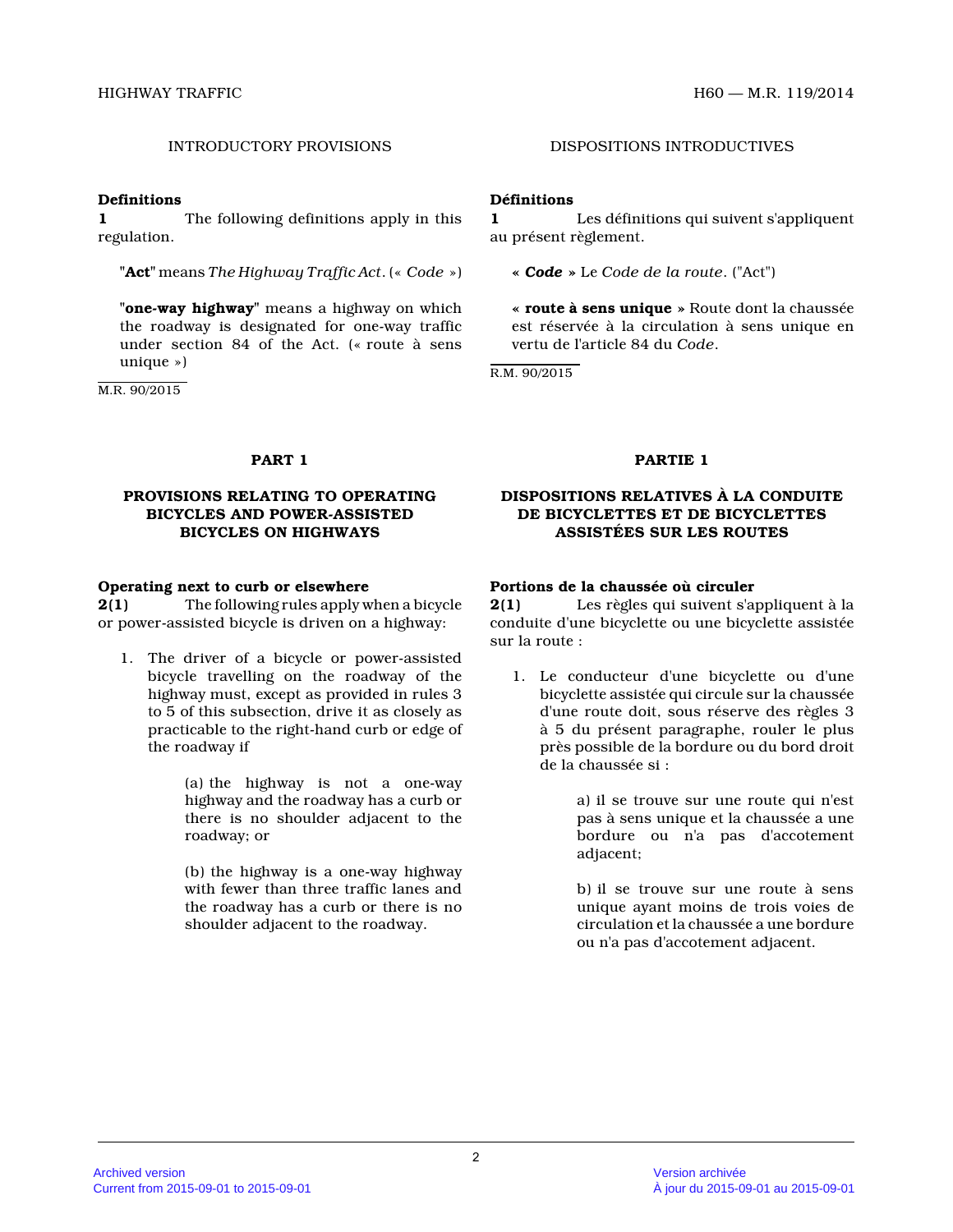## INTRODUCTORY PROVISIONS

**Definitions**

**1** The following definitions apply in this regulation.

"**Act**" means *The Highway Traffic Act*. (« *Code* »)

"**one-way highway**" means a highway on which the roadway is designated for one-way traffic under section 84 of the Act. (« route à sens unique »)

M.R. 90/2015

## PART 1

## PROVISIONS RELATING TO OPERATING BICYCLES AND POWER-ASSISTED BICYCLES ON HIGHWAYS

**Operating next to curb or elsewhere**

**2(1)** The following rules apply when a bicycle or power-assisted bicycle is driven on a highway:

1. The driver of a bicycle or power-assisted bicycle travelling on the roadway of the highway must, except as provided in rules 3 to 5 of this subsection, drive it as closely as practicable to the right-hand curb or edge of the roadway if

   (a) the highway is not a one-way highway and the roadway has a curb or there is no shoulder adjacent to the roadway; or

   (b) the highway is a one-way highway with fewer than three traffic lanes and the roadway has a curb or there is no shoulder adjacent to the roadway.

## DISPOSITIONS INTRODUCTIVES

**Définitions**

**1** Les définitions qui suivent s'appliquent au présent règlement.

« ***Code*** » Le *Code de la route*. ("Act")

« **route à sens unique** » Route dont la chaussée est réservée à la circulation à sens unique en vertu de l'article 84 du *Code*.

R.M. 90/2015

## PARTIE 1

## DISPOSITIONS RELATIVES À LA CONDUITE DE BICYCLETTES ET DE BICYCLETTES ASSISTÉES SUR LES ROUTES

**Portions de la chaussée où circuler**

**2(1)** Les règles qui suivent s'appliquent à la conduite d'une bicyclette ou une bicyclette assistée sur la route :

1. Le conducteur d'une bicyclette ou d'une bicyclette assistée qui circule sur la chaussée d'une route doit, sous réserve des règles 3 à 5 du présent paragraphe, rouler le plus près possible de la bordure ou du bord droit de la chaussée si :

   a) il se trouve sur une route qui n'est pas à sens unique et la chaussée a une bordure ou n'a pas d'accotement adjacent;

   b) il se trouve sur une route à sens unique ayant moins de trois voies de circulation et la chaussée a une bordure ou n'a pas d'accotement adjacent.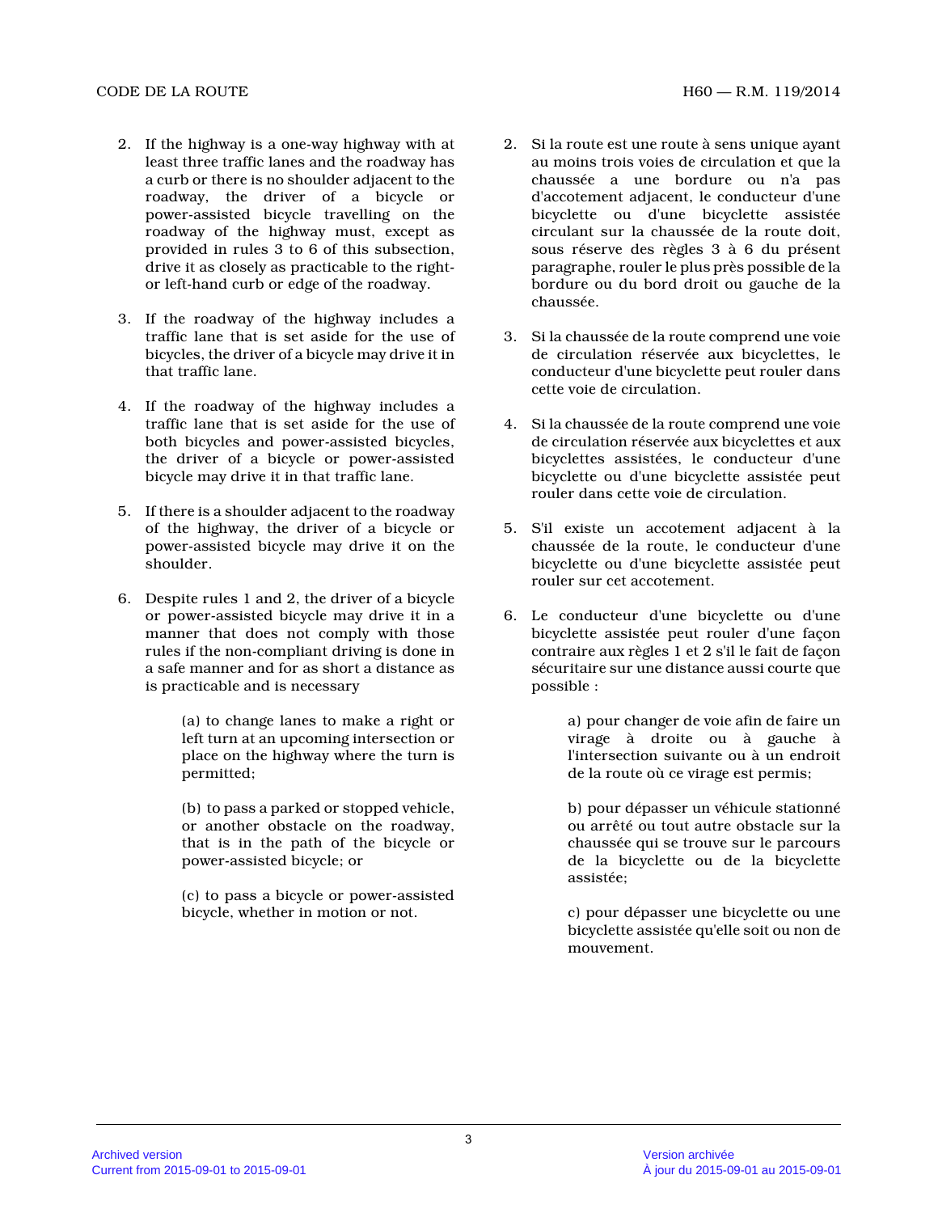2. If the highway is a one-way highway with at least three traffic lanes and the roadway has a curb or there is no shoulder adjacent to the roadway, the driver of a bicycle or power-assisted bicycle travelling on the roadway of the highway must, except as provided in rules 3 to 6 of this subsection, drive it as closely as practicable to the right- or left-hand curb or edge of the roadway.

3. If the roadway of the highway includes a traffic lane that is set aside for the use of bicycles, the driver of a bicycle may drive it in that traffic lane.

4. If the roadway of the highway includes a traffic lane that is set aside for the use of both bicycles and power-assisted bicycles, the driver of a bicycle or power-assisted bicycle may drive it in that traffic lane.

5. If there is a shoulder adjacent to the roadway of the highway, the driver of a bicycle or power-assisted bicycle may drive it on the shoulder.

6. Despite rules 1 and 2, the driver of a bicycle or power-assisted bicycle may drive it in a manner that does not comply with those rules if the non-compliant driving is done in a safe manner and for as short a distance as is practicable and is necessary

   (a) to change lanes to make a right or left turn at an upcoming intersection or place on the highway where the turn is permitted;

   (b) to pass a parked or stopped vehicle, or another obstacle on the roadway, that is in the path of the bicycle or power-assisted bicycle; or

   (c) to pass a bicycle or power-assisted bicycle, whether in motion or not.

2. Si la route est une route à sens unique ayant au moins trois voies de circulation et que la chaussée a une bordure ou n'a pas d'accotement adjacent, le conducteur d'une bicyclette ou d'une bicyclette assistée circulant sur la chaussée de la route doit, sous réserve des règles 3 à 6 du présent paragraphe, rouler le plus près possible de la bordure ou du bord droit ou gauche de la chaussée.

3. Si la chaussée de la route comprend une voie de circulation réservée aux bicyclettes, le conducteur d'une bicyclette peut rouler dans cette voie de circulation.

4. Si la chaussée de la route comprend une voie de circulation réservée aux bicyclettes et aux bicyclettes assistées, le conducteur d'une bicyclette ou d'une bicyclette assistée peut rouler dans cette voie de circulation.

5. S'il existe un accotement adjacent à la chaussée de la route, le conducteur d'une bicyclette ou d'une bicyclette assistée peut rouler sur cet accotement.

6. Le conducteur d'une bicyclette ou d'une bicyclette assistée peut rouler d'une façon contraire aux règles 1 et 2 s'il le fait de façon sécuritaire sur une distance aussi courte que possible :

   a) pour changer de voie afin de faire un virage à droite ou à gauche à l'intersection suivante ou à un endroit de la route où ce virage est permis;

   b) pour dépasser un véhicule stationné ou arrêté ou tout autre obstacle sur la chaussée qui se trouve sur le parcours de la bicyclette ou de la bicyclette assistée;

   c) pour dépasser une bicyclette ou une bicyclette assistée qu'elle soit ou non de mouvement.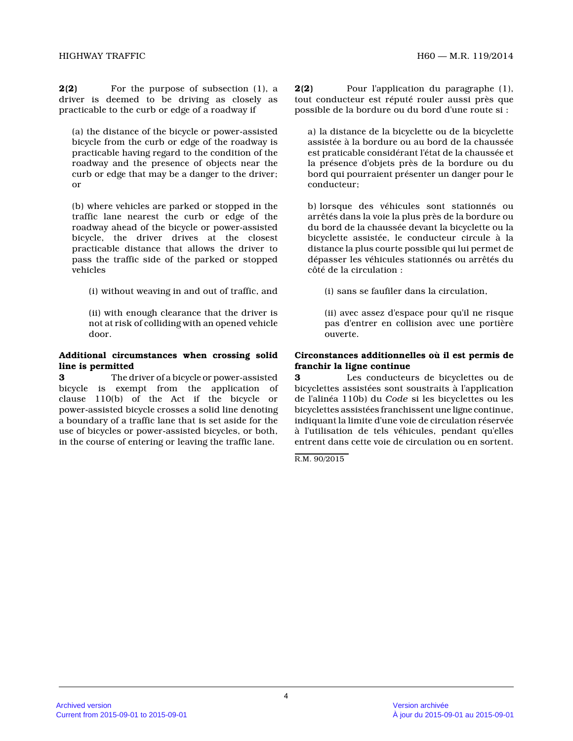**2(2)** For the purpose of subsection (1), a driver is deemed to be driving as closely as practicable to the curb or edge of a roadway if

(a) the distance of the bicycle or power-assisted bicycle from the curb or edge of the roadway is practicable having regard to the condition of the roadway and the presence of objects near the curb or edge that may be a danger to the driver; or

(b) where vehicles are parked or stopped in the traffic lane nearest the curb or edge of the roadway ahead of the bicycle or power-assisted bicycle, the driver drives at the closest practicable distance that allows the driver to pass the traffic side of the parked or stopped vehicles

(i) without weaving in and out of traffic, and

(ii) with enough clearance that the driver is not at risk of colliding with an opened vehicle door.

**Additional circumstances when crossing solid line is permitted**

**3** The driver of a bicycle or power-assisted bicycle is exempt from the application of clause 110(b) of the Act if the bicycle or power-assisted bicycle crosses a solid line denoting a boundary of a traffic lane that is set aside for the use of bicycles or power-assisted bicycles, or both, in the course of entering or leaving the traffic lane.

**2(2)** Pour l'application du paragraphe (1), tout conducteur est réputé rouler aussi près que possible de la bordure ou du bord d'une route si :

a) la distance de la bicyclette ou de la bicyclette assistée à la bordure ou au bord de la chaussée est praticable considérant l'état de la chaussée et la présence d'objets près de la bordure ou du bord qui pourraient présenter un danger pour le conducteur;

b) lorsque des véhicules sont stationnés ou arrêtés dans la voie la plus près de la bordure ou du bord de la chaussée devant la bicyclette ou la bicyclette assistée, le conducteur circule à la distance la plus courte possible qui lui permet de dépasser les véhicules stationnés ou arrêtés du côté de la circulation :

(i) sans se faufiler dans la circulation,

(ii) avec assez d'espace pour qu'il ne risque pas d'entrer en collision avec une portière ouverte.

**Circonstances additionnelles où il est permis de franchir la ligne continue**

**3** Les conducteurs de bicyclettes ou de bicyclettes assistées sont soustraits à l'application de l'alinéa 110b) du *Code* si les bicyclettes ou les bicyclettes assistées franchissent une ligne continue, indiquant la limite d'une voie de circulation réservée à l'utilisation de tels véhicules, pendant qu'elles entrent dans cette voie de circulation ou en sortent.

R.M. 90/2015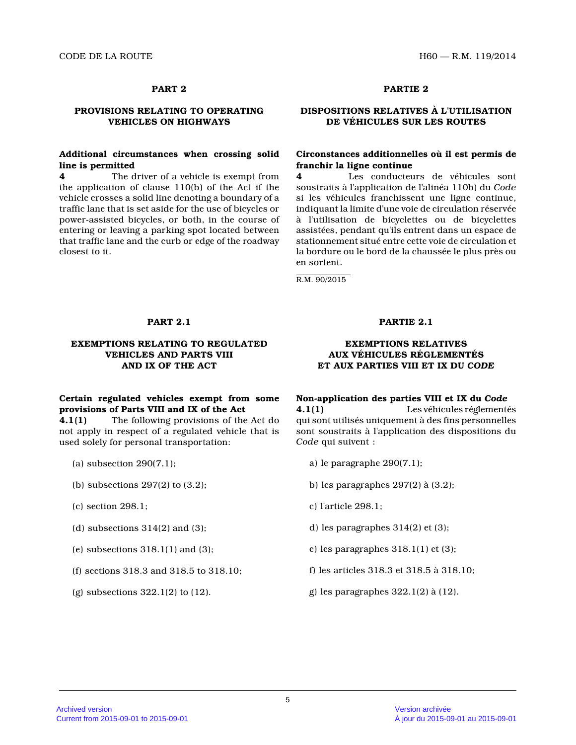## PART 2

### PROVISIONS RELATING TO OPERATING VEHICLES ON HIGHWAYS

**Additional circumstances when crossing solid line is permitted**

**4** The driver of a vehicle is exempt from the application of clause 110(b) of the Act if the vehicle crosses a solid line denoting a boundary of a traffic lane that is set aside for the use of bicycles or power-assisted bicycles, or both, in the course of entering or leaving a parking spot located between that traffic lane and the curb or edge of the roadway closest to it.

## PARTIE 2

### DISPOSITIONS RELATIVES À L'UTILISATION DE VÉHICULES SUR LES ROUTES

**Circonstances additionnelles où il est permis de franchir la ligne continue**

**4** Les conducteurs de véhicules sont soustraits à l'application de l'alinéa 110b) du *Code* si les véhicules franchissent une ligne continue, indiquant la limite d'une voie de circulation réservée à l'utilisation de bicyclettes ou de bicyclettes assistées, pendant qu'ils entrent dans un espace de stationnement situé entre cette voie de circulation et la bordure ou le bord de la chaussée le plus près ou en sortent.

R.M. 90/2015

## PART 2.1

### EXEMPTIONS RELATING TO REGULATED VEHICLES AND PARTS VIII AND IX OF THE ACT

**Certain regulated vehicles exempt from some provisions of Parts VIII and IX of the Act**

**4.1(1)** The following provisions of the Act do not apply in respect of a regulated vehicle that is used solely for personal transportation:

(a) subsection 290(7.1);

(b) subsections 297(2) to (3.2);

(c) section 298.1;

(d) subsections 314(2) and (3);

(e) subsections 318.1(1) and (3);

(f) sections 318.3 and 318.5 to 318.10;

(g) subsections 322.1(2) to (12).

## PARTIE 2.1

### EXEMPTIONS RELATIVES AUX VÉHICULES RÉGLEMENTÉS ET AUX PARTIES VIII ET IX DU *CODE*

**Non-application des parties VIII et IX du *Code***

**4.1(1)** Les véhicules réglementés qui sont utilisés uniquement à des fins personnelles sont soustraits à l'application des dispositions du *Code* qui suivent :

a) le paragraphe 290(7.1);

b) les paragraphes 297(2) à (3.2);

c) l'article 298.1;

d) les paragraphes 314(2) et (3);

e) les paragraphes 318.1(1) et (3);

f) les articles 318.3 et 318.5 à 318.10;

g) les paragraphes 322.1(2) à (12).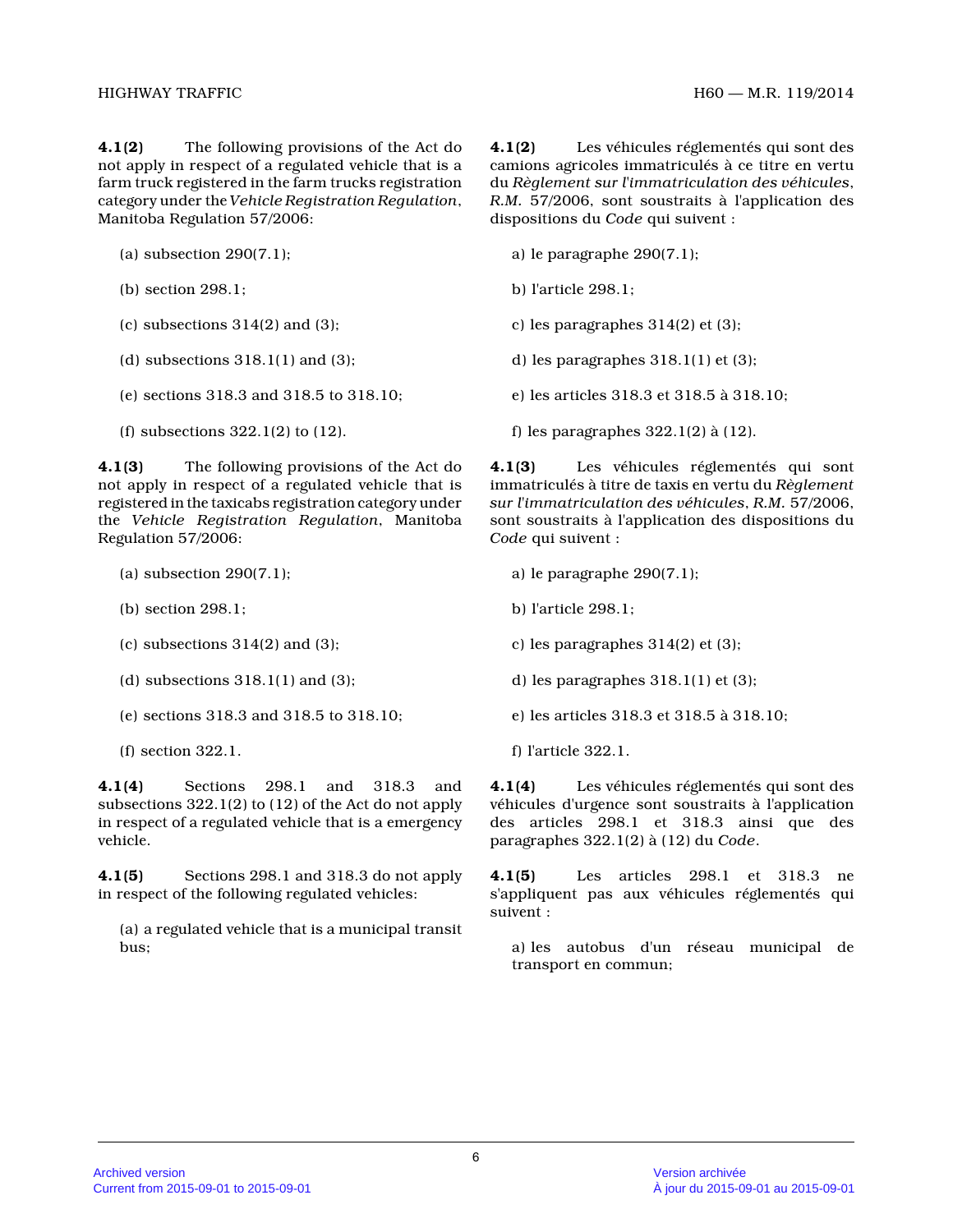**4.1(2)** The following provisions of the Act do not apply in respect of a regulated vehicle that is a farm truck registered in the farm trucks registration category under the *Vehicle Registration Regulation*, Manitoba Regulation 57/2006:

(a) subsection 290(7.1);

(b) section 298.1;

(c) subsections 314(2) and (3);

(d) subsections 318.1(1) and (3);

(e) sections 318.3 and 318.5 to 318.10;

(f) subsections 322.1(2) to (12).

**4.1(3)** The following provisions of the Act do not apply in respect of a regulated vehicle that is registered in the taxicabs registration category under the *Vehicle Registration Regulation*, Manitoba Regulation 57/2006:

(a) subsection 290(7.1);

(b) section 298.1;

(c) subsections 314(2) and (3);

(d) subsections 318.1(1) and (3);

(e) sections 318.3 and 318.5 to 318.10;

(f) section 322.1.

**4.1(4)** Sections 298.1 and 318.3 and subsections 322.1(2) to (12) of the Act do not apply in respect of a regulated vehicle that is a emergency vehicle.

**4.1(5)** Sections 298.1 and 318.3 do not apply in respect of the following regulated vehicles:

(a) a regulated vehicle that is a municipal transit bus;

**4.1(2)** Les véhicules réglementés qui sont des camions agricoles immatriculés à ce titre en vertu du *Règlement sur l'immatriculation des véhicules*, *R.M.* 57/2006, sont soustraits à l'application des dispositions du *Code* qui suivent :

a) le paragraphe 290(7.1);

b) l'article 298.1;

c) les paragraphes 314(2) et (3);

d) les paragraphes 318.1(1) et (3);

e) les articles 318.3 et 318.5 à 318.10;

f) les paragraphes 322.1(2) à (12).

**4.1(3)** Les véhicules réglementés qui sont immatriculés à titre de taxis en vertu du *Règlement sur l'immatriculation des véhicules*, *R.M.* 57/2006, sont soustraits à l'application des dispositions du *Code* qui suivent :

a) le paragraphe 290(7.1);

b) l'article 298.1;

c) les paragraphes 314(2) et (3);

d) les paragraphes 318.1(1) et (3);

e) les articles 318.3 et 318.5 à 318.10;

f) l'article 322.1.

**4.1(4)** Les véhicules réglementés qui sont des véhicules d'urgence sont soustraits à l'application des articles 298.1 et 318.3 ainsi que des paragraphes 322.1(2) à (12) du *Code*.

**4.1(5)** Les articles 298.1 et 318.3 ne s'appliquent pas aux véhicules réglementés qui suivent :

a) les autobus d'un réseau municipal de transport en commun;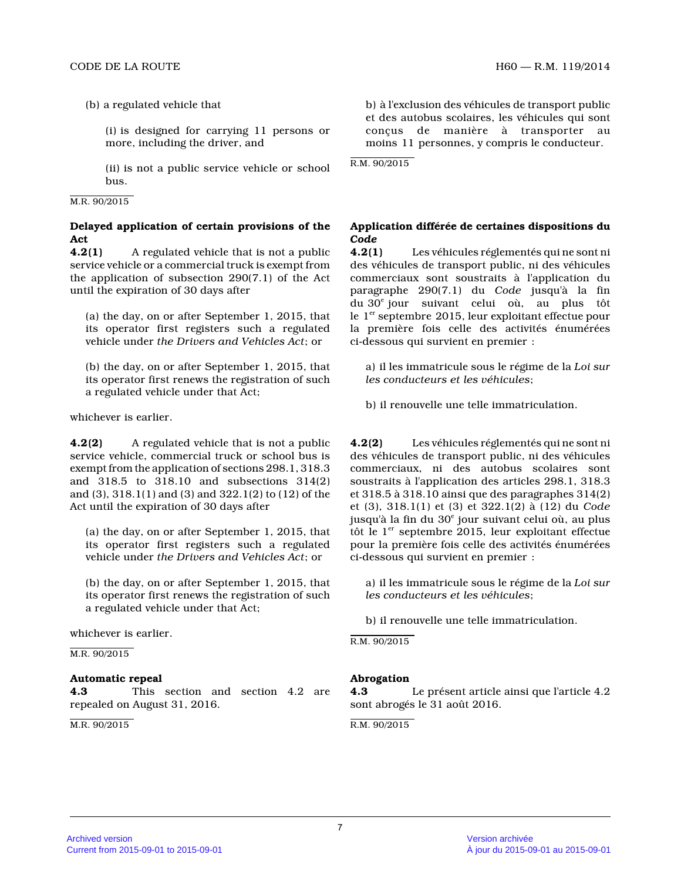(b) a regulated vehicle that

(i) is designed for carrying 11 persons or more, including the driver, and

(ii) is not a public service vehicle or school bus.

M.R. 90/2015

**Delayed application of certain provisions of the Act**

**4.2(1)** A regulated vehicle that is not a public service vehicle or a commercial truck is exempt from the application of subsection 290(7.1) of the Act until the expiration of 30 days after

(a) the day, on or after September 1, 2015, that its operator first registers such a regulated vehicle under *the Drivers and Vehicles Act*; or

(b) the day, on or after September 1, 2015, that its operator first renews the registration of such a regulated vehicle under that Act;

whichever is earlier.

**4.2(2)** A regulated vehicle that is not a public service vehicle, commercial truck or school bus is exempt from the application of sections 298.1, 318.3 and 318.5 to 318.10 and subsections 314(2) and (3), 318.1(1) and (3) and 322.1(2) to (12) of the Act until the expiration of 30 days after

(a) the day, on or after September 1, 2015, that its operator first registers such a regulated vehicle under *the Drivers and Vehicles Act*; or

(b) the day, on or after September 1, 2015, that its operator first renews the registration of such a regulated vehicle under that Act;

whichever is earlier.

M.R. 90/2015

**Automatic repeal**

**4.3** This section and section 4.2 are repealed on August 31, 2016.

M.R. 90/2015

b) à l'exclusion des véhicules de transport public et des autobus scolaires, les véhicules qui sont conçus de manière à transporter au moins 11 personnes, y compris le conducteur.

R.M. 90/2015

**Application différée de certaines dispositions du *Code***

**4.2(1)** Les véhicules réglementés qui ne sont ni des véhicules de transport public, ni des véhicules commerciaux sont soustraits à l'application du paragraphe 290(7.1) du *Code* jusqu'à la fin du 30e jour suivant celui où, au plus tôt le 1er septembre 2015, leur exploitant effectue pour la première fois celle des activités énumérées ci-dessous qui survient en premier :

a) il les immatricule sous le régime de la *Loi sur les conducteurs et les véhicules*;

b) il renouvelle une telle immatriculation.

**4.2(2)** Les véhicules réglementés qui ne sont ni des véhicules de transport public, ni des véhicules commerciaux, ni des autobus scolaires sont soustraits à l'application des articles 298.1, 318.3 et 318.5 à 318.10 ainsi que des paragraphes 314(2) et (3), 318.1(1) et (3) et 322.1(2) à (12) du *Code* jusqu'à la fin du 30e jour suivant celui où, au plus tôt le 1er septembre 2015, leur exploitant effectue pour la première fois celle des activités énumérées ci-dessous qui survient en premier :

a) il les immatricule sous le régime de la *Loi sur les conducteurs et les véhicules*;

b) il renouvelle une telle immatriculation.

R.M. 90/2015

**Abrogation**

**4.3** Le présent article ainsi que l'article 4.2 sont abrogés le 31 août 2016.

R.M. 90/2015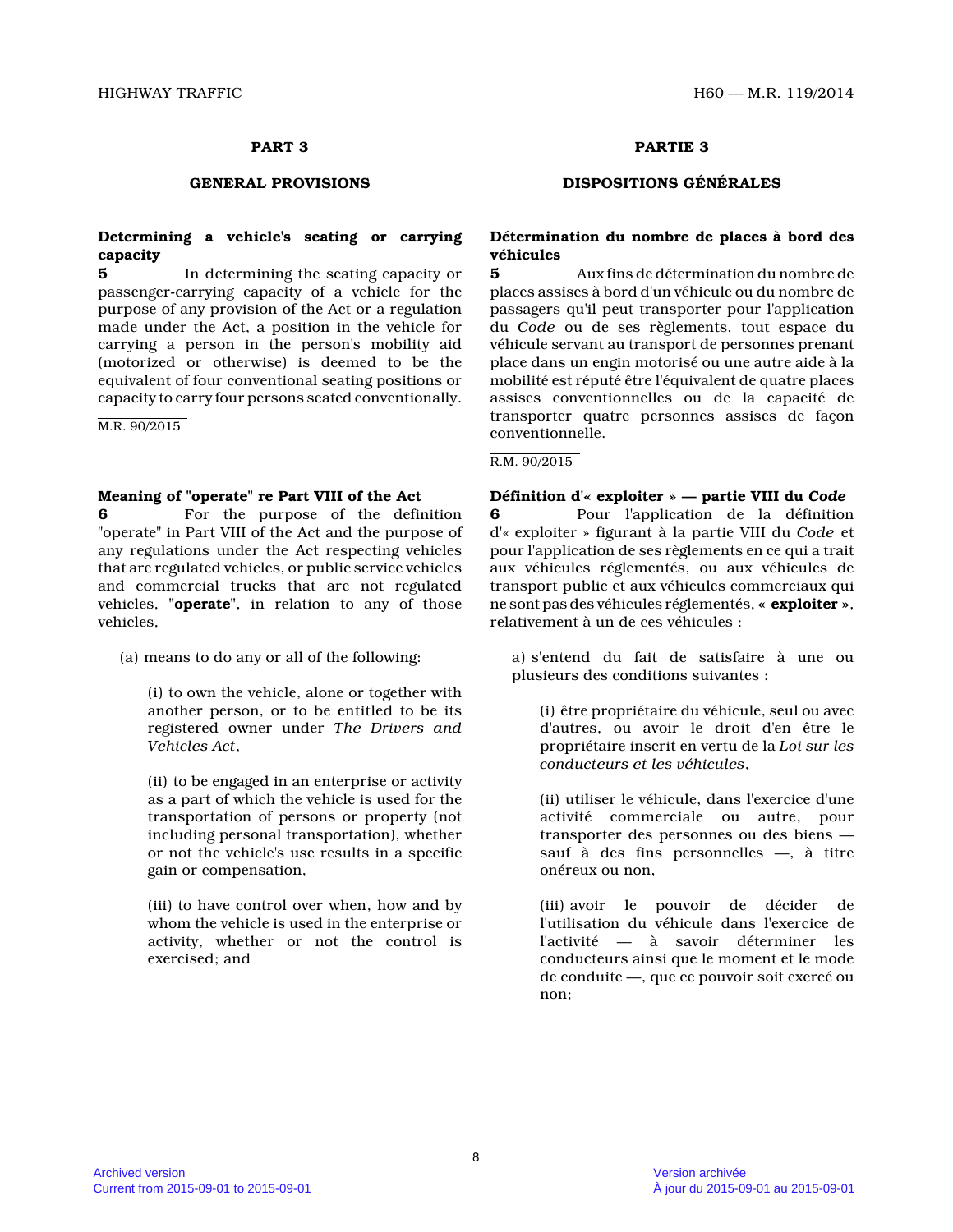## PART 3

### GENERAL PROVISIONS

**Determining a vehicle's seating or carrying capacity**

**5** In determining the seating capacity or passenger-carrying capacity of a vehicle for the purpose of any provision of the Act or a regulation made under the Act, a position in the vehicle for carrying a person in the person's mobility aid (motorized or otherwise) is deemed to be the equivalent of four conventional seating positions or capacity to carry four persons seated conventionally.

M.R. 90/2015

**Meaning of "operate" re Part VIII of the Act**

**6** For the purpose of the definition "operate" in Part VIII of the Act and the purpose of any regulations under the Act respecting vehicles that are regulated vehicles, or public service vehicles and commercial trucks that are not regulated vehicles, "**operate**", in relation to any of those vehicles,

(a) means to do any or all of the following:

(i) to own the vehicle, alone or together with another person, or to be entitled to be its registered owner under *The Drivers and Vehicles Act*,

(ii) to be engaged in an enterprise or activity as a part of which the vehicle is used for the transportation of persons or property (not including personal transportation), whether or not the vehicle's use results in a specific gain or compensation,

(iii) to have control over when, how and by whom the vehicle is used in the enterprise or activity, whether or not the control is exercised; and

## PARTIE 3

### DISPOSITIONS GÉNÉRALES

**Détermination du nombre de places à bord des véhicules**

**5** Aux fins de détermination du nombre de places assises à bord d'un véhicule ou du nombre de passagers qu'il peut transporter pour l'application du *Code* ou de ses règlements, tout espace du véhicule servant au transport de personnes prenant place dans un engin motorisé ou une autre aide à la mobilité est réputé être l'équivalent de quatre places assises conventionnelles ou de la capacité de transporter quatre personnes assises de façon conventionnelle.

R.M. 90/2015

**Définition d'« exploiter » — partie VIII du *Code***

**6** Pour l'application de la définition d'« exploiter » figurant à la partie VIII du *Code* et pour l'application de ses règlements en ce qui a trait aux véhicules réglementés, ou aux véhicules de transport public et aux véhicules commerciaux qui ne sont pas des véhicules réglementés, « **exploiter** », relativement à un de ces véhicules :

a) s'entend du fait de satisfaire à une ou plusieurs des conditions suivantes :

(i) être propriétaire du véhicule, seul ou avec d'autres, ou avoir le droit d'en être le propriétaire inscrit en vertu de la *Loi sur les conducteurs et les véhicules*,

(ii) utiliser le véhicule, dans l'exercice d'une activité commerciale ou autre, pour transporter des personnes ou des biens — sauf à des fins personnelles —, à titre onéreux ou non,

(iii) avoir le pouvoir de décider de l'utilisation du véhicule dans l'exercice de l'activité — à savoir déterminer les conducteurs ainsi que le moment et le mode de conduite —, que ce pouvoir soit exercé ou non;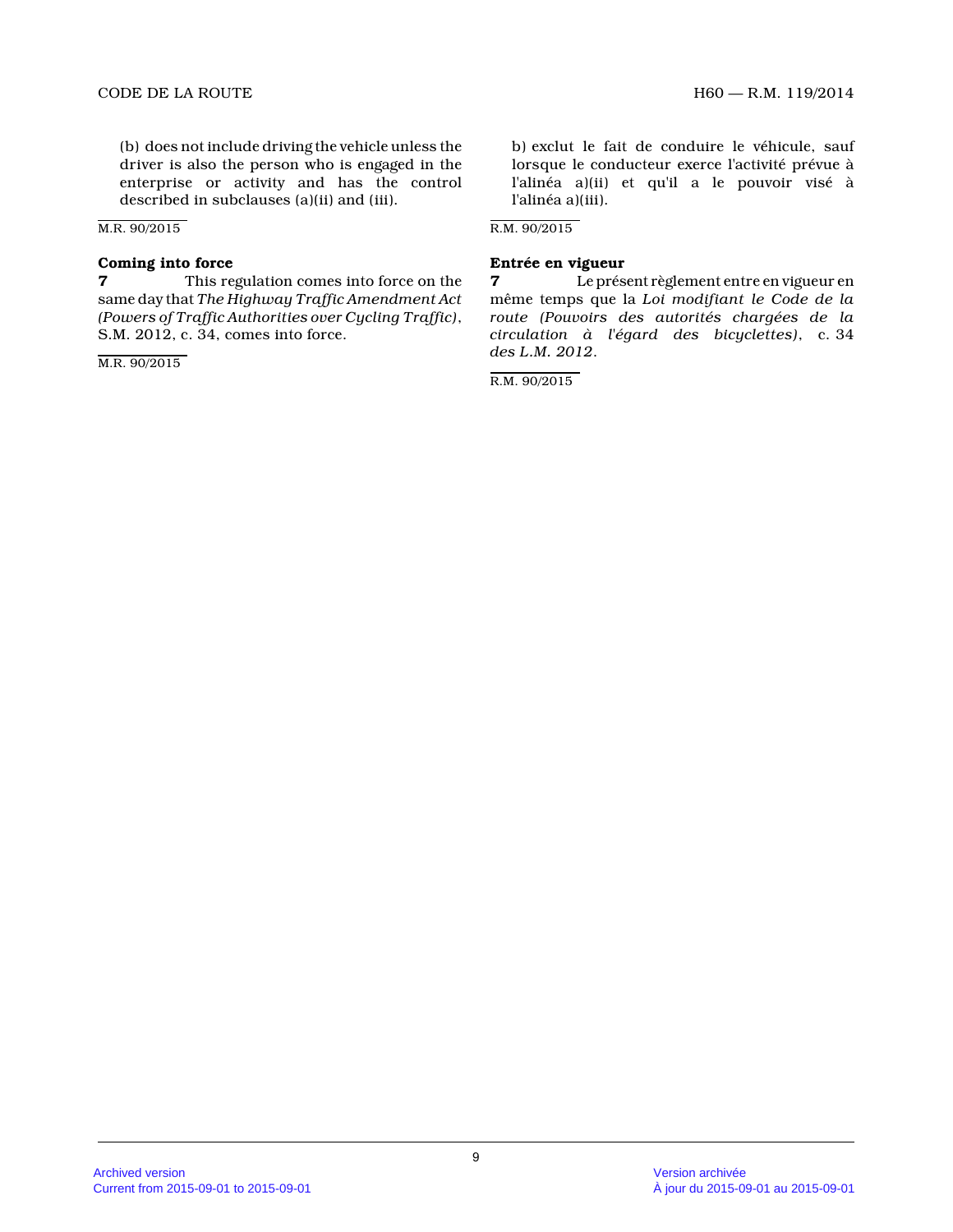(b) does not include driving the vehicle unless the driver is also the person who is engaged in the enterprise or activity and has the control described in subclauses (a)(ii) and (iii).

M.R. 90/2015

**Coming into force**

**7** This regulation comes into force on the same day that *The Highway Traffic Amendment Act (Powers of Traffic Authorities over Cycling Traffic)*, S.M. 2012, c. 34, comes into force.

M.R. 90/2015

b) exclut le fait de conduire le véhicule, sauf lorsque le conducteur exerce l'activité prévue à l'alinéa a)(ii) et qu'il a le pouvoir visé à l'alinéa a)(iii).

R.M. 90/2015

**Entrée en vigueur**

**7** Le présent règlement entre en vigueur en même temps que la *Loi modifiant le Code de la route (Pouvoirs des autorités chargées de la circulation à l'égard des bicyclettes)*, c. 34 *des L.M. 2012*.

R.M. 90/2015